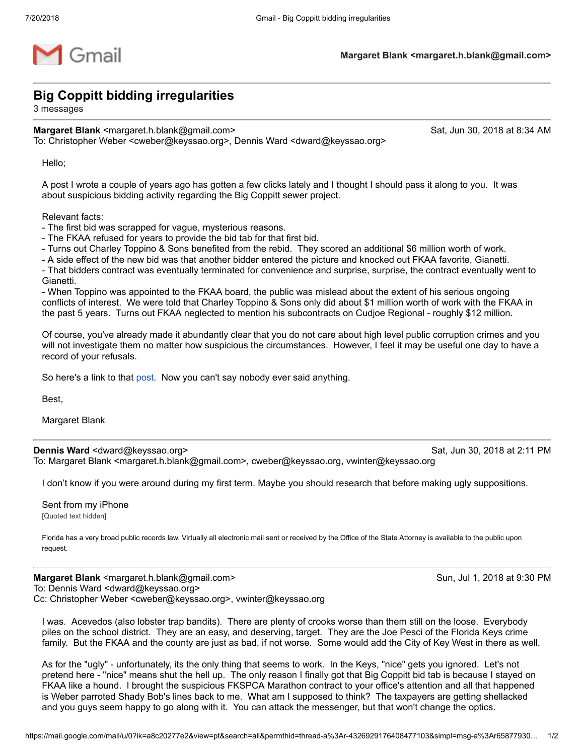Gmail

**Margaret Blank <margaret.h.blank@gmail.com>**

# Big Coppitt bidding irregularities

3 messages

**Margaret Blank** <margaret.h.blank@gmail.com> Sat, Jun 30, 2018 at 8:34 AM
To: Christopher Weber <cweber@keyssao.org>, Dennis Ward <dward@keyssao.org>

Hello;

A post I wrote a couple of years ago has gotten a few clicks lately and I thought I should pass it along to you. It was about suspicious bidding activity regarding the Big Coppitt sewer project.

Relevant facts:
- The first bid was scrapped for vague, mysterious reasons.
- The FKAA refused for years to provide the bid tab for that first bid.
- Turns out Charley Toppino & Sons benefited from the rebid. They scored an additional $6 million worth of work.
- A side effect of the new bid was that another bidder entered the picture and knocked out FKAA favorite, Gianetti.
- That bidders contract was eventually terminated for convenience and surprise, surprise, the contract eventually went to Gianetti.
- When Toppino was appointed to the FKAA board, the public was mislead about the extent of his serious ongoing conflicts of interest. We were told that Charley Toppino & Sons only did about $1 million worth of work with the FKAA in the past 5 years. Turns out FKAA neglected to mention his subcontracts on Cudjoe Regional - roughly $12 million.

Of course, you've already made it abundantly clear that you do not care about high level public corruption crimes and you will not investigate them no matter how suspicious the circumstances. However, I feel it may be useful one day to have a record of your refusals.

So here's a link to that post. Now you can't say nobody ever said anything.

Best,

Margaret Blank

---

**Dennis Ward** <dward@keyssao.org> Sat, Jun 30, 2018 at 2:11 PM
To: Margaret Blank <margaret.h.blank@gmail.com>, cweber@keyssao.org, vwinter@keyssao.org

I don't know if you were around during my first term. Maybe you should research that before making ugly suppositions.

Sent from my iPhone
[Quoted text hidden]

Florida has a very broad public records law. Virtually all electronic mail sent or received by the Office of the State Attorney is available to the public upon request.

---

**Margaret Blank** <margaret.h.blank@gmail.com> Sun, Jul 1, 2018 at 9:30 PM
To: Dennis Ward <dward@keyssao.org>
Cc: Christopher Weber <cweber@keyssao.org>, vwinter@keyssao.org

I was. Acevedos (also lobster trap bandits). There are plenty of crooks worse than them still on the loose. Everybody piles on the school district. They are an easy, and deserving, target. They are the Joe Pesci of the Florida Keys crime family. But the FKAA and the county are just as bad, if not worse. Some would add the City of Key West in there as well.

As for the "ugly" - unfortunately, its the only thing that seems to work. In the Keys, "nice" gets you ignored. Let's not pretend here - "nice" means shut the hell up. The only reason I finally got that Big Coppitt bid tab is because I stayed on FKAA like a hound. I brought the suspicious FKSPCA Marathon contract to your office's attention and all that happened is Weber parroted Shady Bob's lines back to me. What am I supposed to think? The taxpayers are getting shellacked and you guys seem happy to go along with it. You can attack the messenger, but that won't change the optics.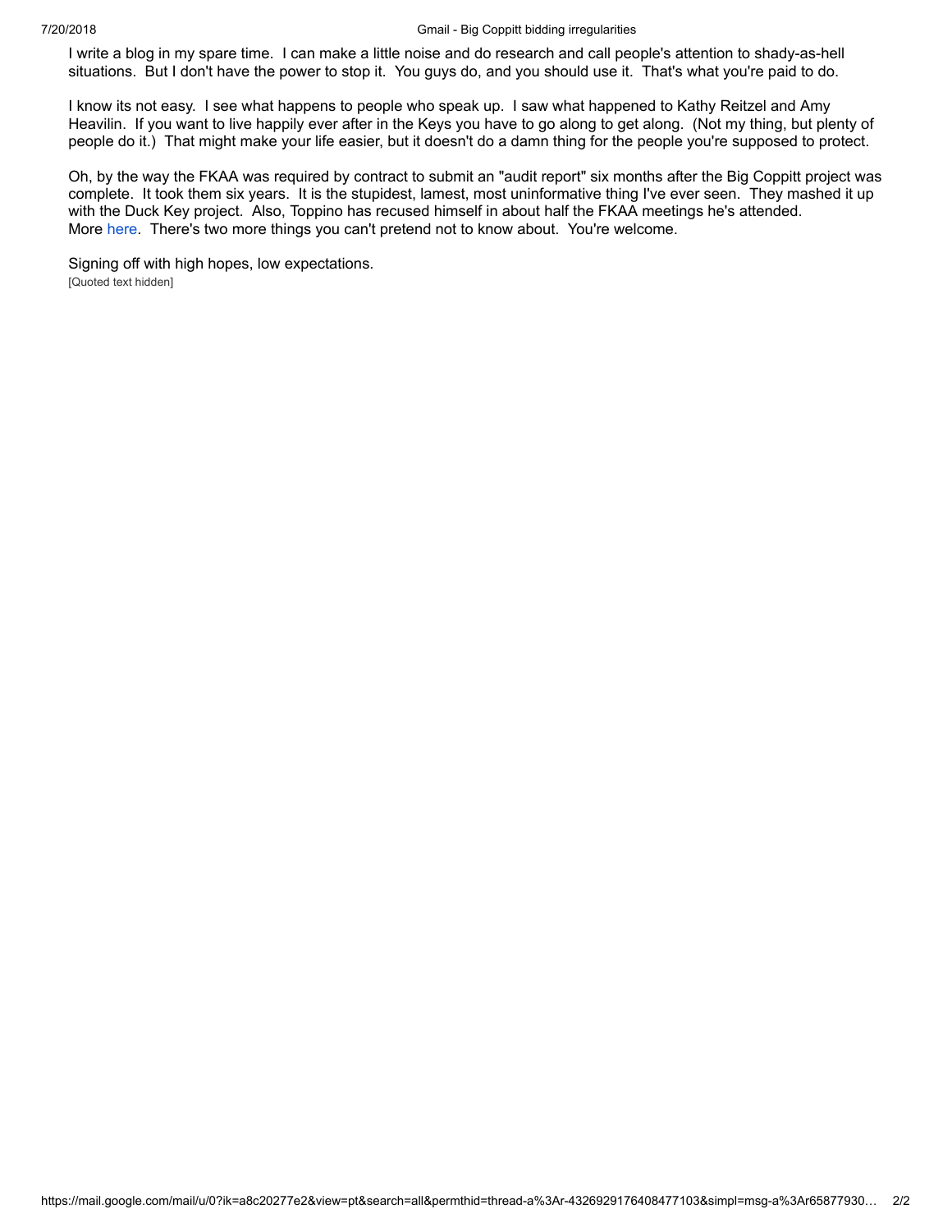I write a blog in my spare time. I can make a little noise and do research and call people's attention to shady-as-hell situations. But I don't have the power to stop it. You guys do, and you should use it. That's what you're paid to do.

I know its not easy. I see what happens to people who speak up. I saw what happened to Kathy Reitzel and Amy Heavilin. If you want to live happily ever after in the Keys you have to go along to get along. (Not my thing, but plenty of people do it.) That might make your life easier, but it doesn't do a damn thing for the people you're supposed to protect.

Oh, by the way the FKAA was required by contract to submit an "audit report" six months after the Big Coppitt project was complete. It took them six years. It is the stupidest, lamest, most uninformative thing I've ever seen. They mashed it up with the Duck Key project. Also, Toppino has recused himself in about half the FKAA meetings he's attended. More here. There's two more things you can't pretend not to know about. You're welcome.

Signing off with high hopes, low expectations.

[Quoted text hidden]